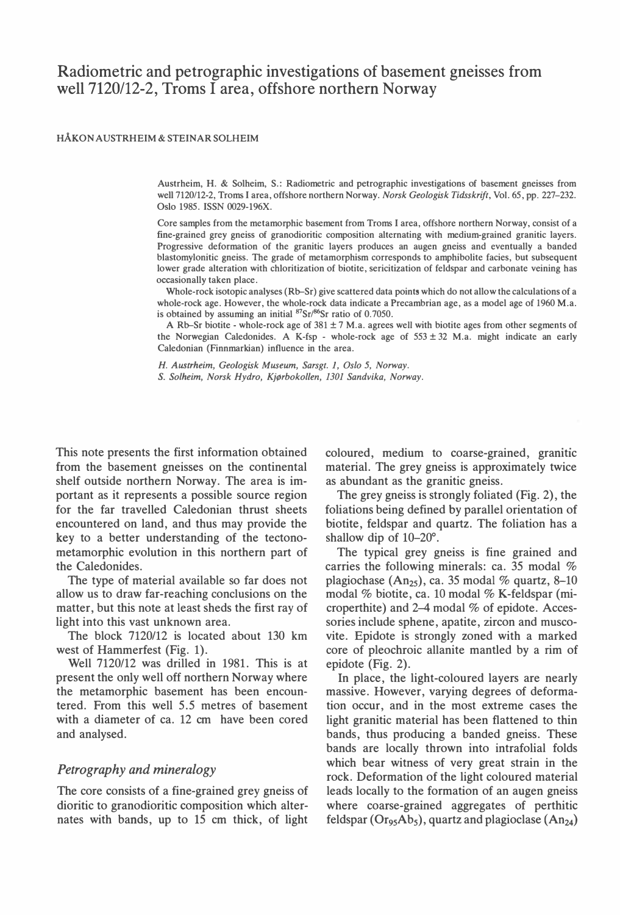# Radiometric and petrographic investigations of basement gneisses from well 7120/12-2, Troms I area, offshore northern Norway

HÅKON AUSTRHEIM & STEINAR SOLHEIM

Austrheim, H. & Solheim, S.: Radiometric and petrographic investigations of basement gneisses from well 7120/12-2, Troms I area, offshore northern Norway. *Norsk Geologisk Tidsskrift*, Vol. 65, pp. 227–232. Oslo 1985. ISSN 0029-196X.

Core samples from the metamorphic basement from Troms I area, offshore northern Norway, consist of a fine-grained grey gneiss of granodioritic composition alternating with medium-grained granitic layers. Progressive deformation of the granitic layers produces an augen gneiss and eventually a banded blastomylonitic gneiss. The grade of metamorphism corresponds to amphibolite facies, but subsequent lower grade alteration with chloritization of biotite, sericitization of feldspar and carbonate veining has occasionally taken place.

Whole-rock isotopic analyses (Rb–Sr) give scattered data points which do not allow the calculations of a whole-rock age. However, the whole-rock data indicate a Precambrian age, as a model age of 1960 M.a. is obtained by assuming an initial $^{87}Sr/^{86}Sr$ ratio of 0.7050.

A Rb–Sr biotite - whole-rock age of $381 \pm 7$ M.a. agrees well with biotite ages from other segments of the Norwegian Caledonides. A K-fsp - whole-rock age of $553 \pm 32$ M.a. might indicate an early Caledonian (Finnmarkian) influence in the area.

*H. Austrheim, Geologisk Museum, Sarsgt. 1, Oslo 5, Norway.*
*S. Solheim, Norsk Hydro, Kjørbokollen, 1301 Sandvika, Norway.*

This note presents the first information obtained from the basement gneisses on the continental shelf outside northern Norway. The area is important as it represents a possible source region for the far travelled Caledonian thrust sheets encountered on land, and thus may provide the key to a better understanding of the tectonometamorphic evolution in this northern part of the Caledonides.

The type of material available so far does not allow us to draw far-reaching conclusions on the matter, but this note at least sheds the first ray of light into this vast unknown area.

The block 7120/12 is located about 130 km west of Hammerfest (Fig. 1).

Well 7120/12 was drilled in 1981. This is at present the only well off northern Norway where the metamorphic basement has been encountered. From this well 5.5 metres of basement with a diameter of ca. 12 cm have been cored and analysed.

## *Petrography and mineralogy*

The core consists of a fine-grained grey gneiss of dioritic to granodioritic composition which alternates with bands, up to 15 cm thick, of light coloured, medium to coarse-grained, granitic material. The grey gneiss is approximately twice as abundant as the granitic gneiss.

The grey gneiss is strongly foliated (Fig. 2), the foliations being defined by parallel orientation of biotite, feldspar and quartz. The foliation has a shallow dip of 10–20°.

The typical grey gneiss is fine grained and carries the following minerals: ca. 35 modal % plagiochase ($An_{25}$), ca. 35 modal % quartz, 8–10 modal % biotite, ca. 10 modal % K-feldspar (microperthite) and 2–4 modal % of epidote. Accessories include sphene, apatite, zircon and muscovite. Epidote is strongly zoned with a marked core of pleochroic allanite mantled by a rim of epidote (Fig. 2).

In place, the light-coloured layers are nearly massive. However, varying degrees of deformation occur, and in the most extreme cases the light granitic material has been flattened to thin bands, thus producing a banded gneiss. These bands are locally thrown into intrafolial folds which bear witness of very great strain in the rock. Deformation of the light coloured material leads locally to the formation of an augen gneiss where coarse-grained aggregates of perthitic feldspar ($Or_{95}Ab_5$), quartz and plagioclase ($An_{24}$)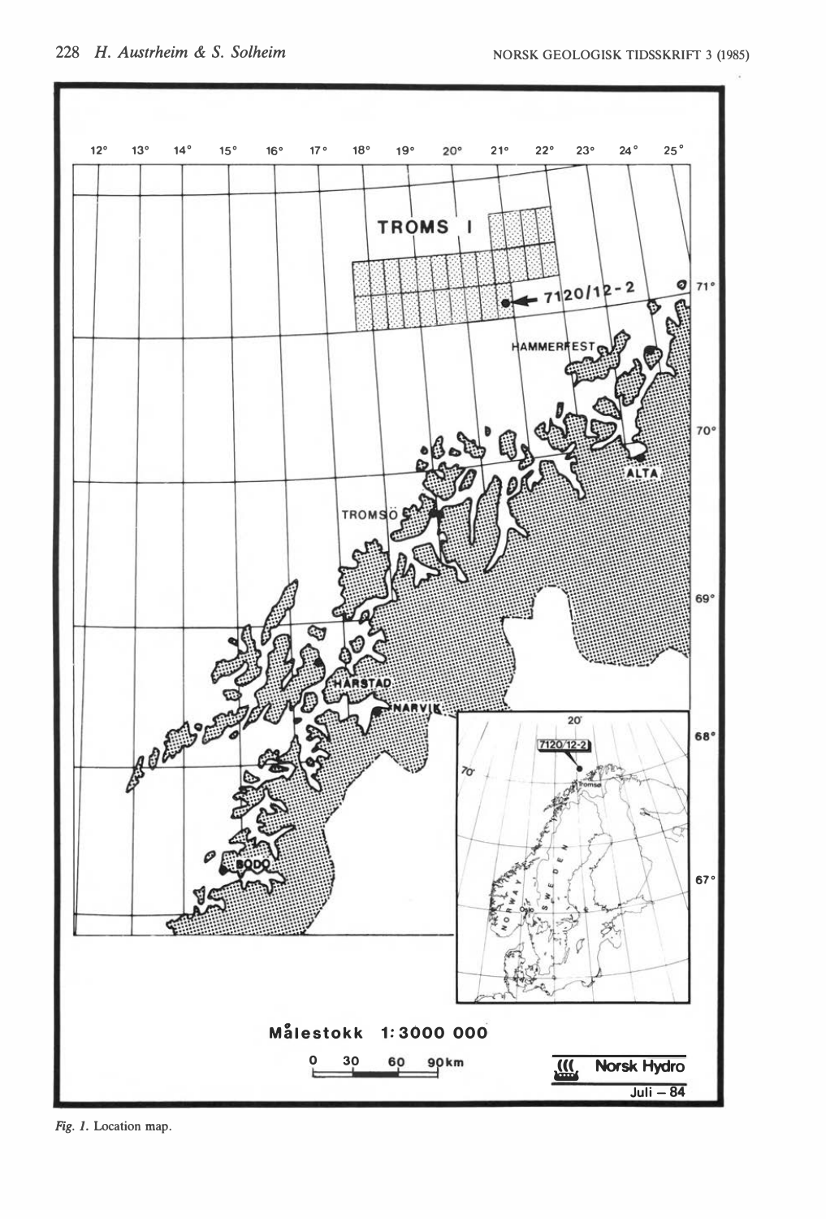Fig. 1. Location map.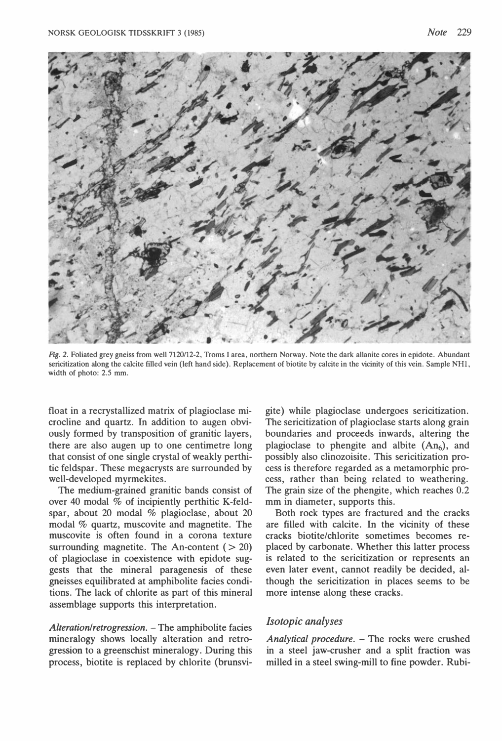Fig. 2. Foliated grey gneiss from well 7120/12-2, Troms I area, northern Norway. Note the dark allanite cores in epidote. Abundant sericitization along the calcite filled vein (left hand side). Replacement of biotite by calcite in the vicinity of this vein. Sample NH1, width of photo: 2.5 mm.

float in a recrystallized matrix of plagioclase microcline and quartz. In addition to augen obviously formed by transposition of granitic layers, there are also augen up to one centimetre long that consist of one single crystal of weakly perthitic feldspar. These megacrysts are surrounded by well-developed myrmekites.

The medium-grained granitic bands consist of over 40 modal % of incipiently perthitic K-feldspar, about 20 modal % plagioclase, about 20 modal % quartz, muscovite and magnetite. The muscovite is often found in a corona texture surrounding magnetite. The An-content ($> 20$) of plagioclase in coexistence with epidote suggests that the mineral paragenesis of these gneisses equilibrated at amphibolite facies conditions. The lack of chlorite as part of this mineral assemblage supports this interpretation.

*Alteration/retrogression.* – The amphibolite facies mineralogy shows locally alteration and retrogression to a greenschist mineralogy. During this process, biotite is replaced by chlorite (brunsvigite) while plagioclase undergoes sericitization. The sericitization of plagioclase starts along grain boundaries and proceeds inwards, altering the plagioclase to phengite and albite ($An_6$), and possibly also clinozoisite. This sericitization process is therefore regarded as a metamorphic process, rather than being related to weathering. The grain size of the phengite, which reaches 0.2 mm in diameter, supports this.

Both rock types are fractured and the cracks are filled with calcite. In the vicinity of these cracks biotite/chlorite sometimes becomes replaced by carbonate. Whether this latter process is related to the sericitization or represents an even later event, cannot readily be decided, although the sericitization in places seems to be more intense along these cracks.

## Isotopic analyses

*Analytical procedure.* – The rocks were crushed in a steel jaw-crusher and a split fraction was milled in a steel swing-mill to fine powder. Rubi-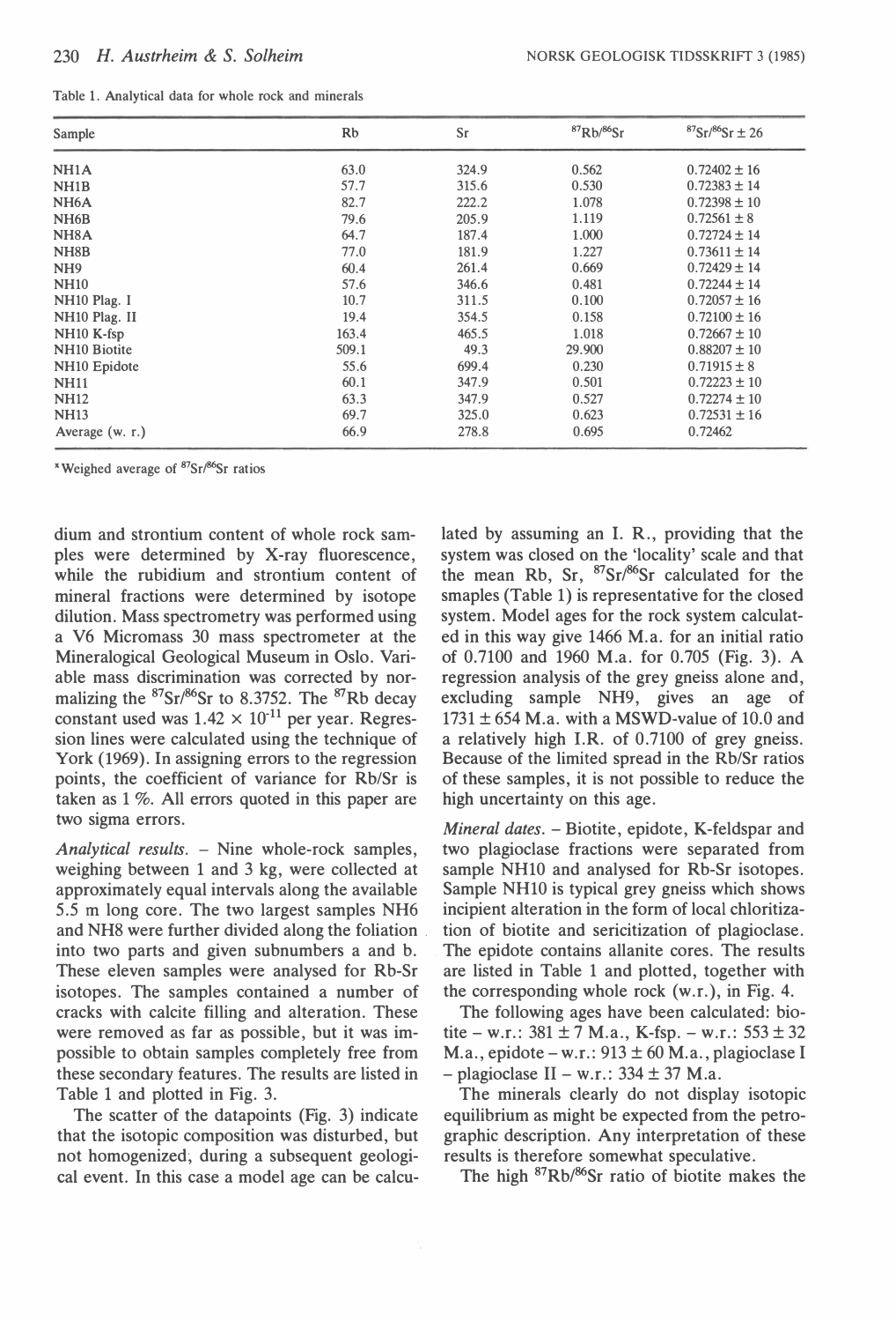Table 1. Analytical data for whole rock and minerals

| Sample | Rb | Sr | $^{87}Rb/^{86}Sr$ | $^{87}Sr/^{86}Sr \pm 2\sigma$ |
|---|---|---|---|---|
| NH1A | 63.0 | 324.9 | 0.562 | 0.72402 ± 16 |
| NH1B | 57.7 | 315.6 | 0.530 | 0.72383 ± 14 |
| NH6A | 82.7 | 222.2 | 1.078 | 0.72398 ± 10 |
| NH6B | 79.6 | 205.9 | 1.119 | 0.72561 ± 8 |
| NH8A | 64.7 | 187.4 | 1.000 | 0.72724 ± 14 |
| NH8B | 77.0 | 181.9 | 1.227 | 0.73611 ± 14 |
| NH9 | 60.4 | 261.4 | 0.669 | 0.72429 ± 14 |
| NH10 | 57.6 | 346.6 | 0.481 | 0.72244 ± 14 |
| NH10 Plag. I | 10.7 | 311.5 | 0.100 | 0.72057 ± 16 |
| NH10 Plag. II | 19.4 | 354.5 | 0.158 | 0.72100 ± 16 |
| NH10 K-fsp | 163.4 | 465.5 | 1.018 | 0.72667 ± 10 |
| NH10 Biotite | 509.1 | 49.3 | 29.900 | 0.88207 ± 10 |
| NH10 Epidote | 55.6 | 699.4 | 0.230 | 0.71915 ± 8 |
| NH11 | 60.1 | 347.9 | 0.501 | 0.72223 ± 10 |
| NH12 | 63.3 | 347.9 | 0.527 | 0.72274 ± 10 |
| NH13 | 69.7 | 325.0 | 0.623 | 0.72531 ± 16 |
| Average (w. r.) | 66.9 | 278.8 | 0.695 | 0.72462 |

*Weighed average of $^{87}Sr/^{86}Sr$ ratios

dium and strontium content of whole rock samples were determined by X-ray fluorescence, while the rubidium and strontium content of mineral fractions were determined by isotope dilution. Mass spectrometry was performed using a V6 Micromass 30 mass spectrometer at the Mineralogical Geological Museum in Oslo. Variable mass discrimination was corrected by normalizing the $^{87}Sr/^{86}Sr$ to 8.3752. The $^{87}Rb$ decay constant used was $1.42 \times 10^{-11}$ per year. Regression lines were calculated using the technique of York (1969). In assigning errors to the regression points, the coefficient of variance for Rb/Sr is taken as 1 %. All errors quoted in this paper are two sigma errors.

*Analytical results.* – Nine whole-rock samples, weighing between 1 and 3 kg, were collected at approximately equal intervals along the available 5.5 m long core. The two largest samples NH6 and NH8 were further divided along the foliation into two parts and given subnumbers a and b. These eleven samples were analysed for Rb-Sr isotopes. The samples contained a number of cracks with calcite filling and alteration. These were removed as far as possible, but it was impossible to obtain samples completely free from these secondary features. The results are listed in Table 1 and plotted in Fig. 3.

The scatter of the datapoints (Fig. 3) indicate that the isotopic composition was disturbed, but not homogenized, during a subsequent geological event. In this case a model age can be calculated by assuming an I. R., providing that the system was closed on the 'locality' scale and that the mean Rb, Sr, $^{87}Sr/^{86}Sr$ calculated for the smaples (Table 1) is representative for the closed system. Model ages for the rock system calculated in this way give 1466 M.a. for an initial ratio of 0.7100 and 1960 M.a. for 0.705 (Fig. 3). A regression analysis of the grey gneiss alone and, excluding sample NH9, gives an age of 1731 ± 654 M.a. with a MSWD-value of 10.0 and a relatively high I.R. of 0.7100 of grey gneiss. Because of the limited spread in the Rb/Sr ratios of these samples, it is not possible to reduce the high uncertainty on this age.

*Mineral dates.* – Biotite, epidote, K-feldspar and two plagioclase fractions were separated from sample NH10 and analysed for Rb-Sr isotopes. Sample NH10 is typical grey gneiss which shows incipient alteration in the form of local chloritization of biotite and sericitization of plagioclase. The epidote contains allanite cores. The results are listed in Table 1 and plotted, together with the corresponding whole rock (w.r.), in Fig. 4.

The following ages have been calculated: biotite – w.r.: 381 ± 7 M.a., K-fsp. – w.r.: 553 ± 32 M.a., epidote – w.r.: 913 ± 60 M.a., plagioclase I – plagioclase II – w.r.: 334 ± 37 M.a.

The minerals clearly do not display isotopic equilibrium as might be expected from the petrographic description. Any interpretation of these results is therefore somewhat speculative.

The high $^{87}Rb/^{86}Sr$ ratio of biotite makes the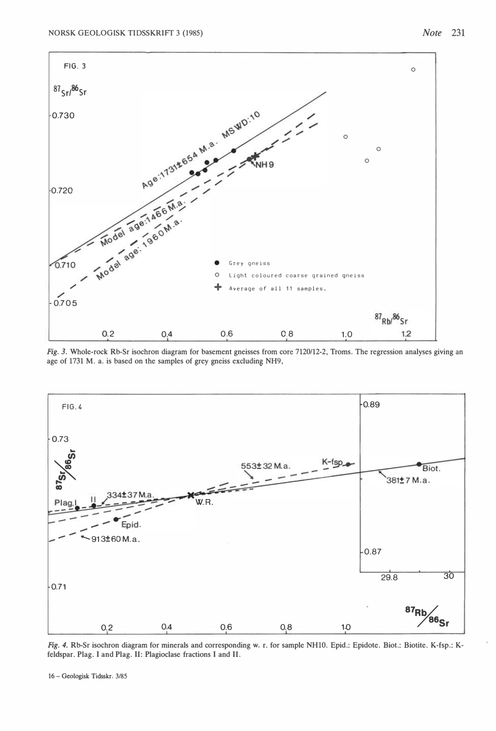*Fig. 3.* Whole-rock Rb-Sr isochron diagram for basement gneisses from core 7120/12-2, Troms. The regression analyses giving an age of 1731 M. a. is based on the samples of grey gneiss excluding NH9,

*Fig. 4.* Rb-Sr isochron diagram for minerals and corresponding w. r. for sample NH10. Epid.: Epidote. Biot.: Biotite. K-fsp.: K-feldspar. Plag. I and Plag. II: Plagioclase fractions I and II.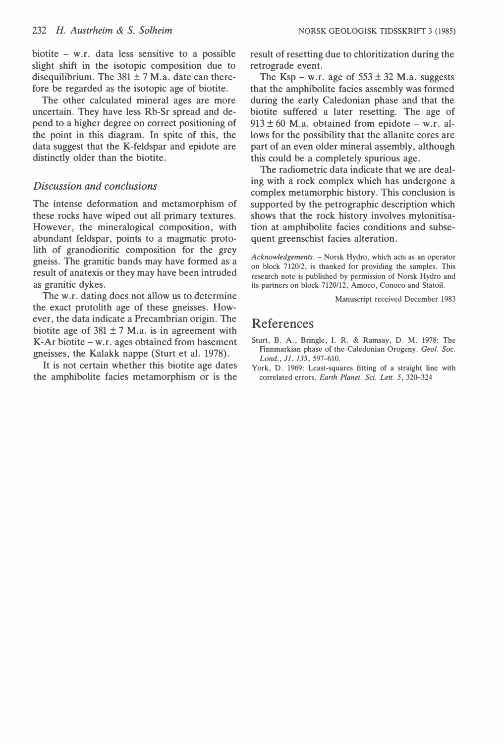biotite – w.r. data less sensitive to a possible slight shift in the isotopic composition due to disequilibrium. The 381 ± 7 M.a. date can therefore be regarded as the isotopic age of biotite.

The other calculated mineral ages are more uncertain. They have less Rb-Sr spread and depend to a higher degree on correct positioning of the point in this diagram. In spite of this, the data suggest that the K-feldspar and epidote are distinctly older than the biotite.

## *Discussion and conclusions*

The intense deformation and metamorphism of these rocks have wiped out all primary textures. However, the mineralogical composition, with abundant feldspar, points to a magmatic protolith of granodioritic composition for the grey gneiss. The granitic bands may have formed as a result of anatexis or they may have been intruded as granitic dykes.

The w.r. dating does not allow us to determine the exact protolith age of these gneisses. However, the data indicate a Precambrian origin. The biotite age of 381 ± 7 M.a. is in agreement with K-Ar biotite – w.r. ages obtained from basement gneisses, the Kalakk nappe (Sturt et al. 1978).

It is not certain whether this biotite age dates the amphibolite facies metamorphism or is the result of resetting due to chloritization during the retrograde event.

The Ksp – w.r. age of 553 ± 32 M.a. suggests that the amphibolite facies assembly was formed during the early Caledonian phase and that the biotite suffered a later resetting. The age of 913 ± 60 M.a. obtained from epidote – w.r. allows for the possibility that the allanite cores are part of an even older mineral assembly, although this could be a completely spurious age.

The radiometric data indicate that we are dealing with a rock complex which has undergone a complex metamorphic history. This conclusion is supported by the petrographic description which shows that the rock history involves mylonitisation at amphibolite facies conditions and subsequent greenschist facies alteration.

*Acknowledgements.* – Norsk Hydro, which acts as an operator on block 7120/2, is thanked for providing the samples. This research note is published by permission of Norsk Hydro and its partners on block 7120/12, Amoco, Conoco and Statoil.

Manuscript received December 1983

# References

Sturt, B. A., Bringle, I. R. & Ramsay, D. M. 1978: The Finnmarkian phase of the Caledonian Orogeny. *Geol. Soc. Lond., Jl. 135*, 597–610.

York, D. 1969: Least-squares fitting of a straight line with correlated errors. *Earth Planet. Sci. Lett. 5*, 320–324